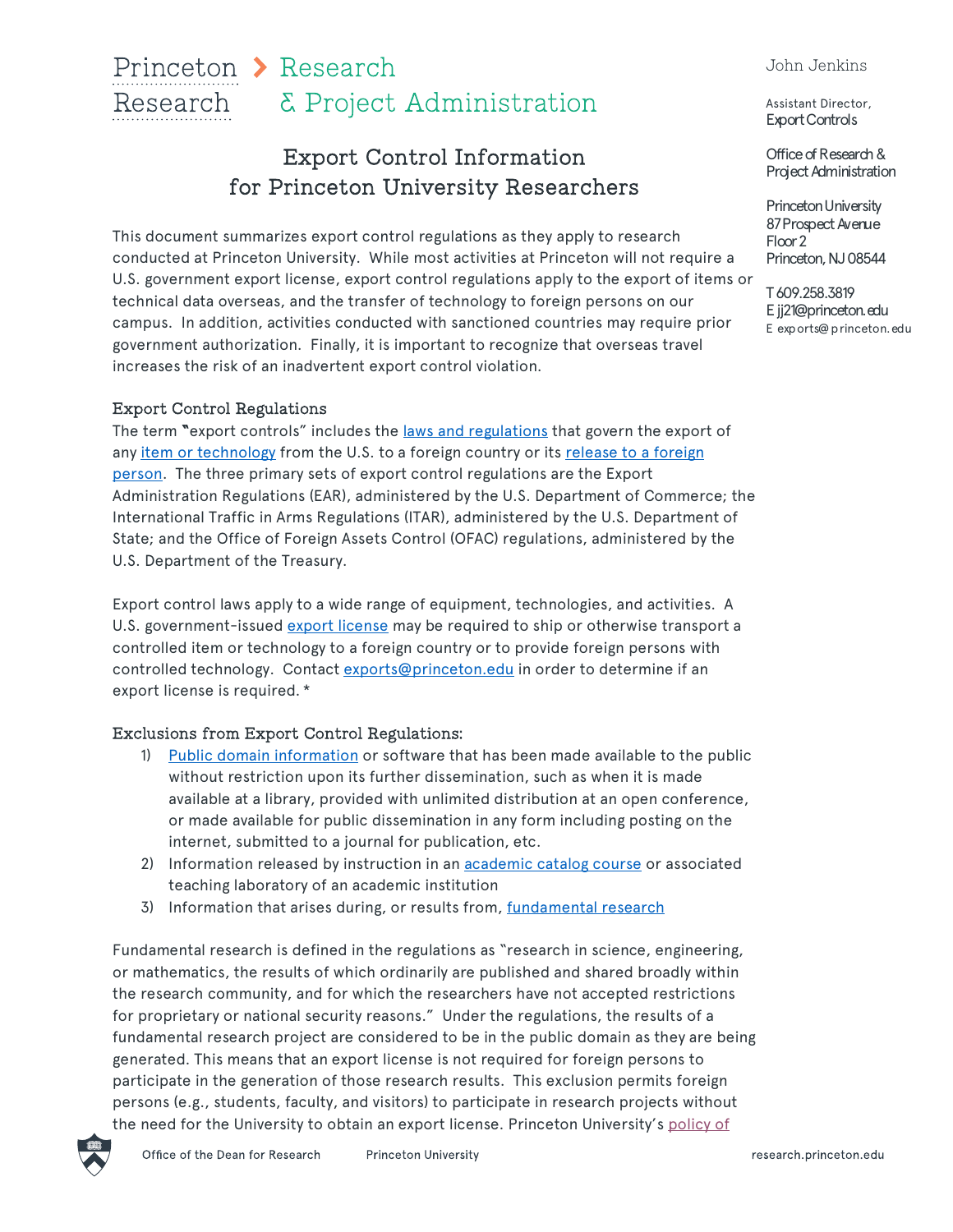Princeton Research > Research & Project Administration

John Jenkins

Assistant Director, Export Controls

Office of Research & Project Administration

Princeton University
87 Prospect Avenue
Floor 2
Princeton, NJ 08544

T 609.258.3819
E jj21@princeton.edu
E exports@princeton.edu

# Export Control Information for Princeton University Researchers

This document summarizes export control regulations as they apply to research conducted at Princeton University. While most activities at Princeton will not require a U.S. government export license, export control regulations apply to the export of items or technical data overseas, and the transfer of technology to foreign persons on our campus. In addition, activities conducted with sanctioned countries may require prior government authorization. Finally, it is important to recognize that overseas travel increases the risk of an inadvertent export control violation.

## Export Control Regulations

The term "export controls" includes the laws and regulations that govern the export of any item or technology from the U.S. to a foreign country or its release to a foreign person. The three primary sets of export control regulations are the Export Administration Regulations (EAR), administered by the U.S. Department of Commerce; the International Traffic in Arms Regulations (ITAR), administered by the U.S. Department of State; and the Office of Foreign Assets Control (OFAC) regulations, administered by the U.S. Department of the Treasury.

Export control laws apply to a wide range of equipment, technologies, and activities. A U.S. government-issued export license may be required to ship or otherwise transport a controlled item or technology to a foreign country or to provide foreign persons with controlled technology. Contact exports@princeton.edu in order to determine if an export license is required. *

## Exclusions from Export Control Regulations:

1) Public domain information or software that has been made available to the public without restriction upon its further dissemination, such as when it is made available at a library, provided with unlimited distribution at an open conference, or made available for public dissemination in any form including posting on the internet, submitted to a journal for publication, etc.
2) Information released by instruction in an academic catalog course or associated teaching laboratory of an academic institution
3) Information that arises during, or results from, fundamental research

Fundamental research is defined in the regulations as "research in science, engineering, or mathematics, the results of which ordinarily are published and shared broadly within the research community, and for which the researchers have not accepted restrictions for proprietary or national security reasons." Under the regulations, the results of a fundamental research project are considered to be in the public domain as they are being generated. This means that an export license is not required for foreign persons to participate in the generation of those research results. This exclusion permits foreign persons (e.g., students, faculty, and visitors) to participate in research projects without the need for the University to obtain an export license. Princeton University's policy of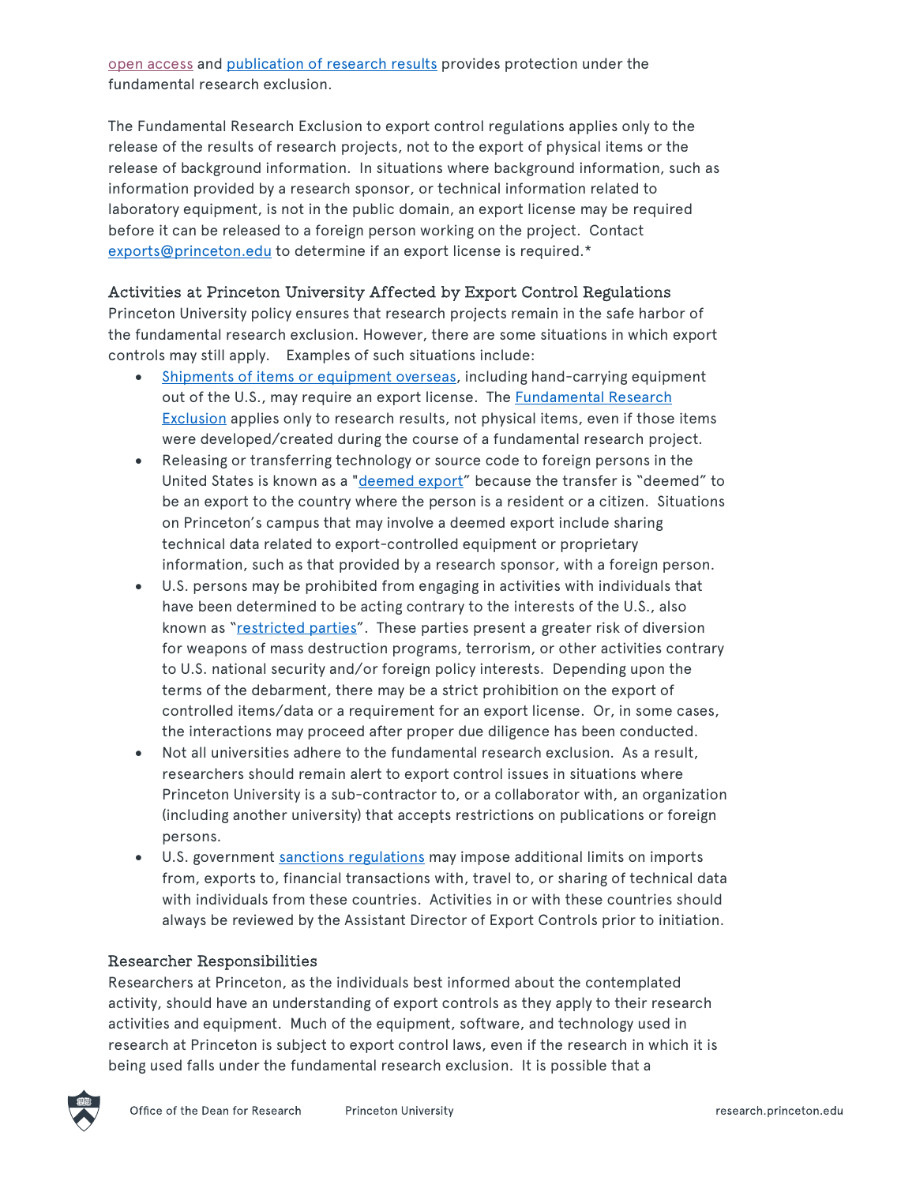open access and publication of research results provides protection under the fundamental research exclusion.

The Fundamental Research Exclusion to export control regulations applies only to the release of the results of research projects, not to the export of physical items or the release of background information. In situations where background information, such as information provided by a research sponsor, or technical information related to laboratory equipment, is not in the public domain, an export license may be required before it can be released to a foreign person working on the project. Contact exports@princeton.edu to determine if an export license is required.*

### Activities at Princeton University Affected by Export Control Regulations

Princeton University policy ensures that research projects remain in the safe harbor of the fundamental research exclusion. However, there are some situations in which export controls may still apply. Examples of such situations include:

- Shipments of items or equipment overseas, including hand-carrying equipment out of the U.S., may require an export license. The Fundamental Research Exclusion applies only to research results, not physical items, even if those items were developed/created during the course of a fundamental research project.
- Releasing or transferring technology or source code to foreign persons in the United States is known as a "deemed export" because the transfer is "deemed" to be an export to the country where the person is a resident or a citizen. Situations on Princeton's campus that may involve a deemed export include sharing technical data related to export-controlled equipment or proprietary information, such as that provided by a research sponsor, with a foreign person.
- U.S. persons may be prohibited from engaging in activities with individuals that have been determined to be acting contrary to the interests of the U.S., also known as "restricted parties". These parties present a greater risk of diversion for weapons of mass destruction programs, terrorism, or other activities contrary to U.S. national security and/or foreign policy interests. Depending upon the terms of the debarment, there may be a strict prohibition on the export of controlled items/data or a requirement for an export license. Or, in some cases, the interactions may proceed after proper due diligence has been conducted.
- Not all universities adhere to the fundamental research exclusion. As a result, researchers should remain alert to export control issues in situations where Princeton University is a sub-contractor to, or a collaborator with, an organization (including another university) that accepts restrictions on publications or foreign persons.
- U.S. government sanctions regulations may impose additional limits on imports from, exports to, financial transactions with, travel to, or sharing of technical data with individuals from these countries. Activities in or with these countries should always be reviewed by the Assistant Director of Export Controls prior to initiation.

### Researcher Responsibilities

Researchers at Princeton, as the individuals best informed about the contemplated activity, should have an understanding of export controls as they apply to their research activities and equipment. Much of the equipment, software, and technology used in research at Princeton is subject to export control laws, even if the research in which it is being used falls under the fundamental research exclusion. It is possible that a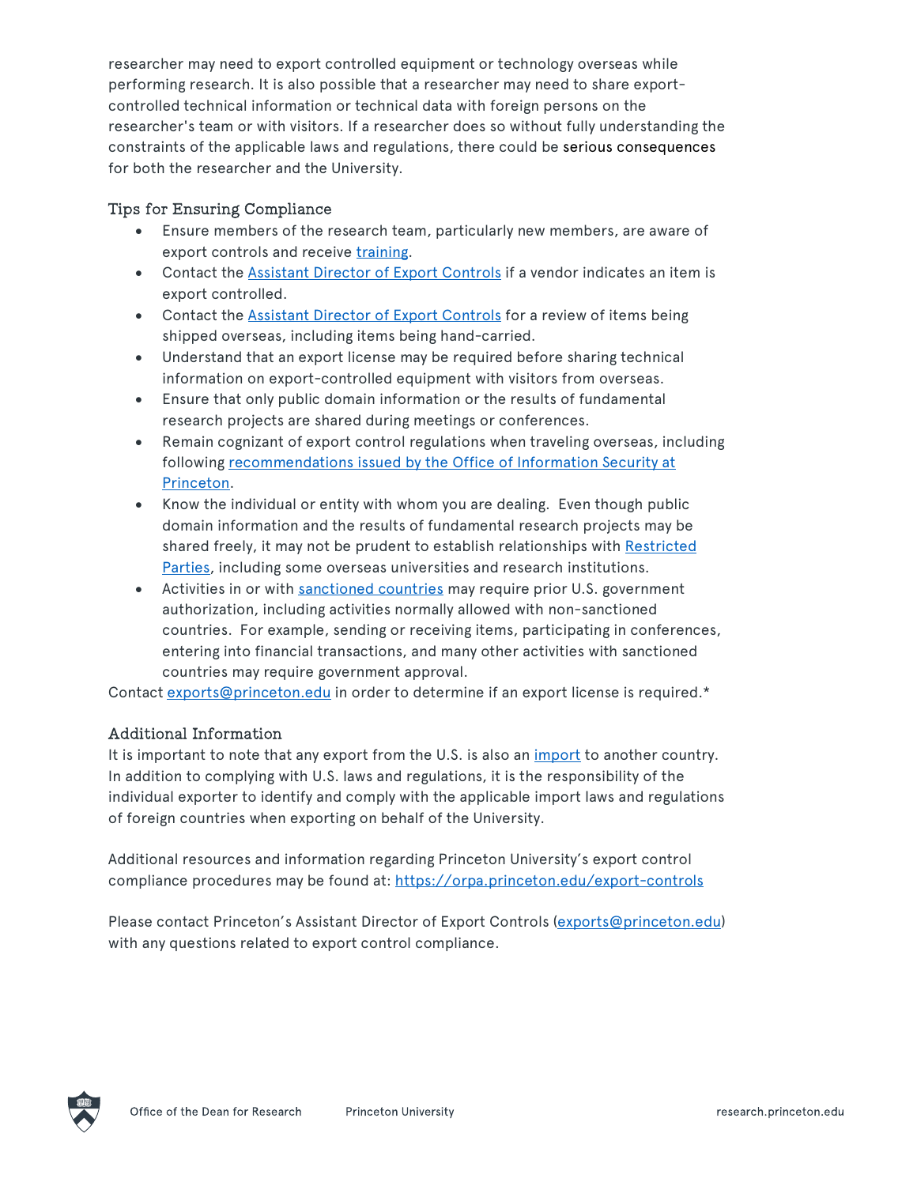researcher may need to export controlled equipment or technology overseas while performing research. It is also possible that a researcher may need to share export-controlled technical information or technical data with foreign persons on the researcher's team or with visitors. If a researcher does so without fully understanding the constraints of the applicable laws and regulations, there could be serious consequences for both the researcher and the University.

### Tips for Ensuring Compliance

- Ensure members of the research team, particularly new members, are aware of export controls and receive training.
- Contact the Assistant Director of Export Controls if a vendor indicates an item is export controlled.
- Contact the Assistant Director of Export Controls for a review of items being shipped overseas, including items being hand-carried.
- Understand that an export license may be required before sharing technical information on export-controlled equipment with visitors from overseas.
- Ensure that only public domain information or the results of fundamental research projects are shared during meetings or conferences.
- Remain cognizant of export control regulations when traveling overseas, including following recommendations issued by the Office of Information Security at Princeton.
- Know the individual or entity with whom you are dealing. Even though public domain information and the results of fundamental research projects may be shared freely, it may not be prudent to establish relationships with Restricted Parties, including some overseas universities and research institutions.
- Activities in or with sanctioned countries may require prior U.S. government authorization, including activities normally allowed with non-sanctioned countries. For example, sending or receiving items, participating in conferences, entering into financial transactions, and many other activities with sanctioned countries may require government approval.

Contact exports@princeton.edu in order to determine if an export license is required.*

### Additional Information

It is important to note that any export from the U.S. is also an import to another country. In addition to complying with U.S. laws and regulations, it is the responsibility of the individual exporter to identify and comply with the applicable import laws and regulations of foreign countries when exporting on behalf of the University.

Additional resources and information regarding Princeton University's export control compliance procedures may be found at: https://orpa.princeton.edu/export-controls

Please contact Princeton's Assistant Director of Export Controls (exports@princeton.edu) with any questions related to export control compliance.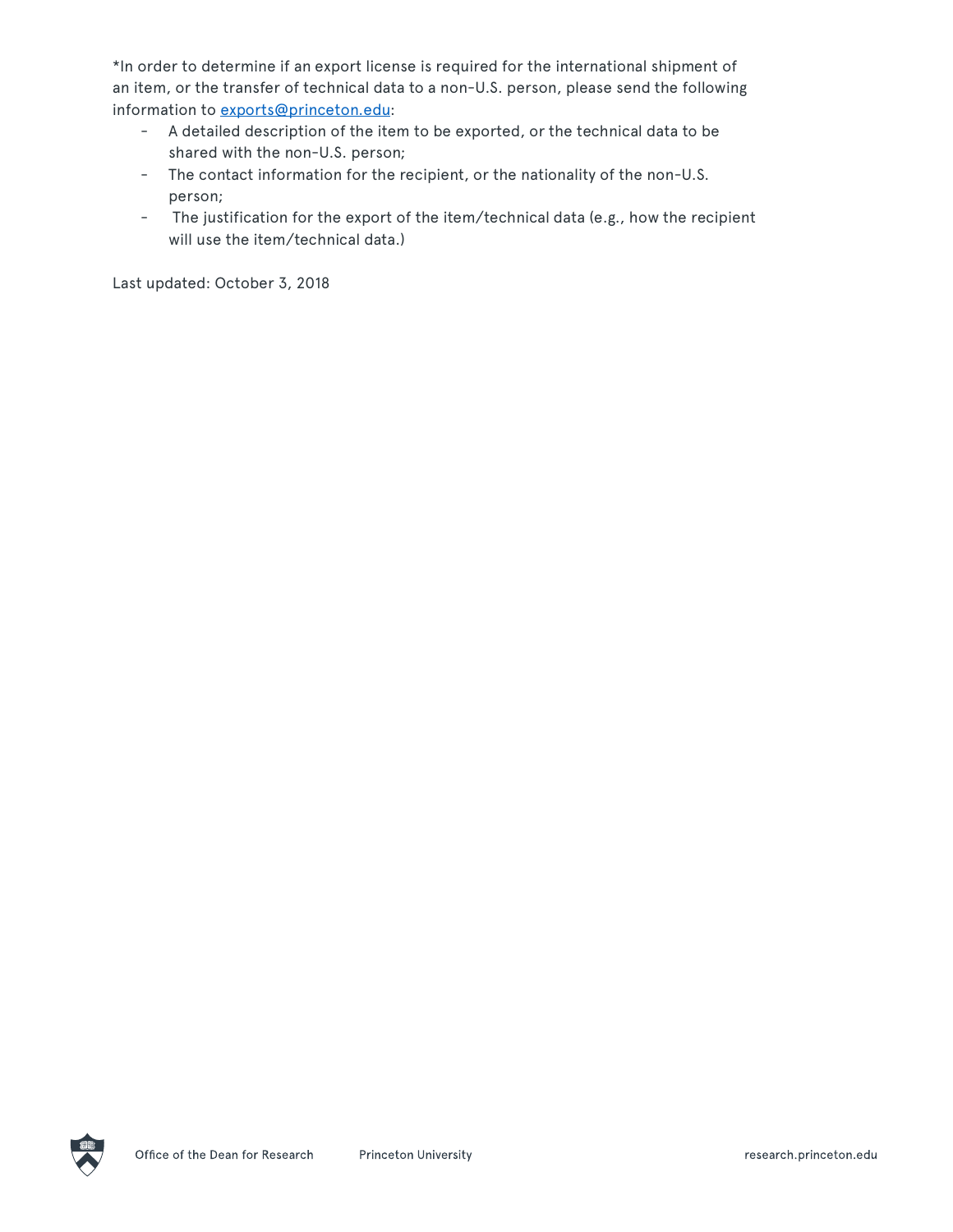*In order to determine if an export license is required for the international shipment of an item, or the transfer of technical data to a non-U.S. person, please send the following information to exports@princeton.edu:

- A detailed description of the item to be exported, or the technical data to be shared with the non-U.S. person;
- The contact information for the recipient, or the nationality of the non-U.S. person;
- The justification for the export of the item/technical data (e.g., how the recipient will use the item/technical data.)

Last updated: October 3, 2018